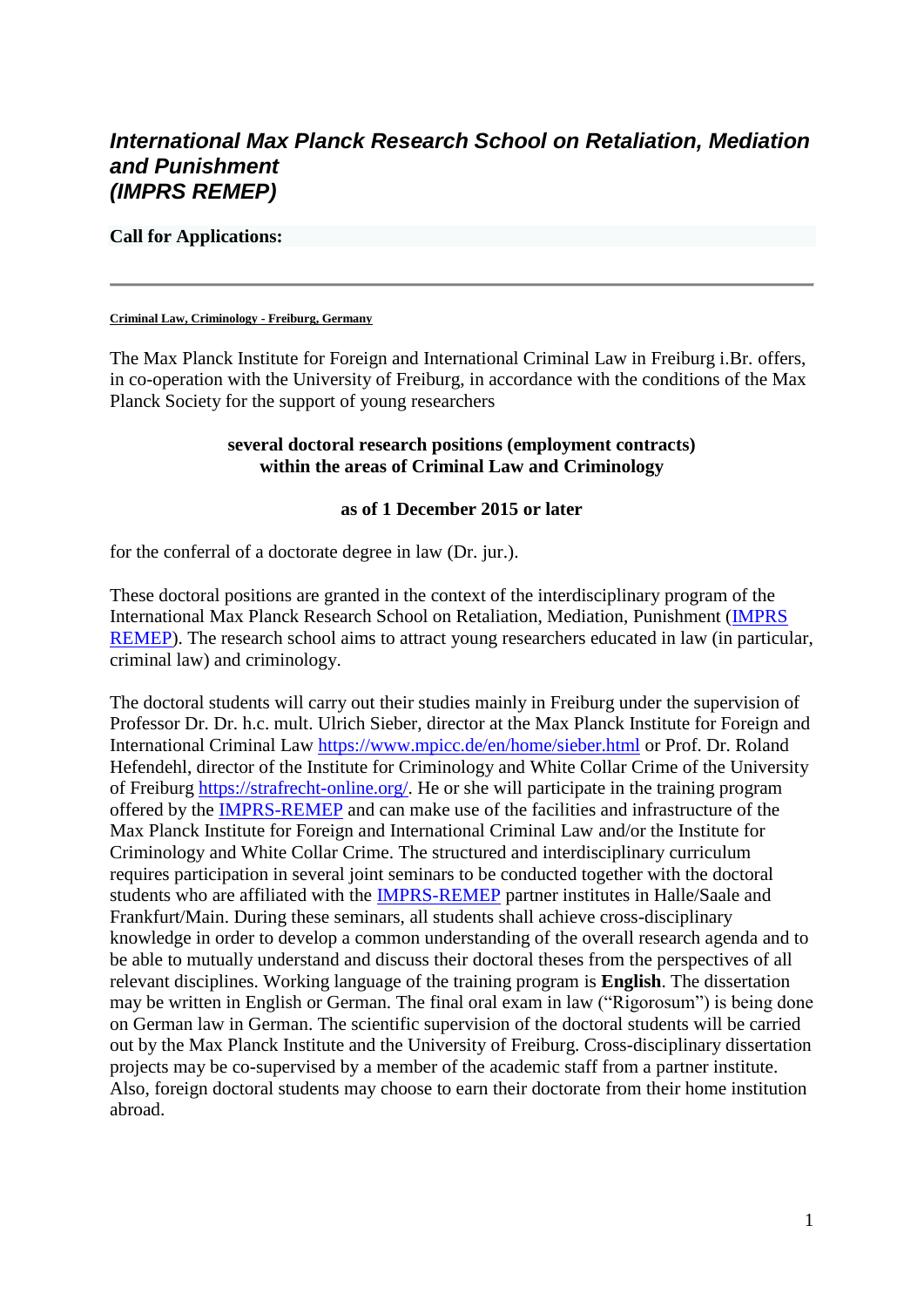# *International Max Planck Research School on Retaliation, Mediation and Punishment (IMPRS REMEP)*

**Call for Applications:**

---

**Criminal Law, Criminology - Freiburg, Germany**

The Max Planck Institute for Foreign and International Criminal Law in Freiburg i.Br. offers, in co-operation with the University of Freiburg, in accordance with the conditions of the Max Planck Society for the support of young researchers

**several doctoral research positions (employment contracts) within the areas of Criminal Law and Criminology**

**as of 1 December 2015 or later**

for the conferral of a doctorate degree in law (Dr. jur.).

These doctoral positions are granted in the context of the interdisciplinary program of the International Max Planck Research School on Retaliation, Mediation, Punishment (IMPRS REMEP). The research school aims to attract young researchers educated in law (in particular, criminal law) and criminology.

The doctoral students will carry out their studies mainly in Freiburg under the supervision of Professor Dr. Dr. h.c. mult. Ulrich Sieber, director at the Max Planck Institute for Foreign and International Criminal Law https://www.mpicc.de/en/home/sieber.html or Prof. Dr. Roland Hefendehl, director of the Institute for Criminology and White Collar Crime of the University of Freiburg https://strafrecht-online.org/. He or she will participate in the training program offered by the IMPRS-REMEP and can make use of the facilities and infrastructure of the Max Planck Institute for Foreign and International Criminal Law and/or the Institute for Criminology and White Collar Crime. The structured and interdisciplinary curriculum requires participation in several joint seminars to be conducted together with the doctoral students who are affiliated with the IMPRS-REMEP partner institutes in Halle/Saale and Frankfurt/Main. During these seminars, all students shall achieve cross-disciplinary knowledge in order to develop a common understanding of the overall research agenda and to be able to mutually understand and discuss their doctoral theses from the perspectives of all relevant disciplines. Working language of the training program is **English**. The dissertation may be written in English or German. The final oral exam in law ("Rigorosum") is being done on German law in German. The scientific supervision of the doctoral students will be carried out by the Max Planck Institute and the University of Freiburg. Cross-disciplinary dissertation projects may be co-supervised by a member of the academic staff from a partner institute. Also, foreign doctoral students may choose to earn their doctorate from their home institution abroad.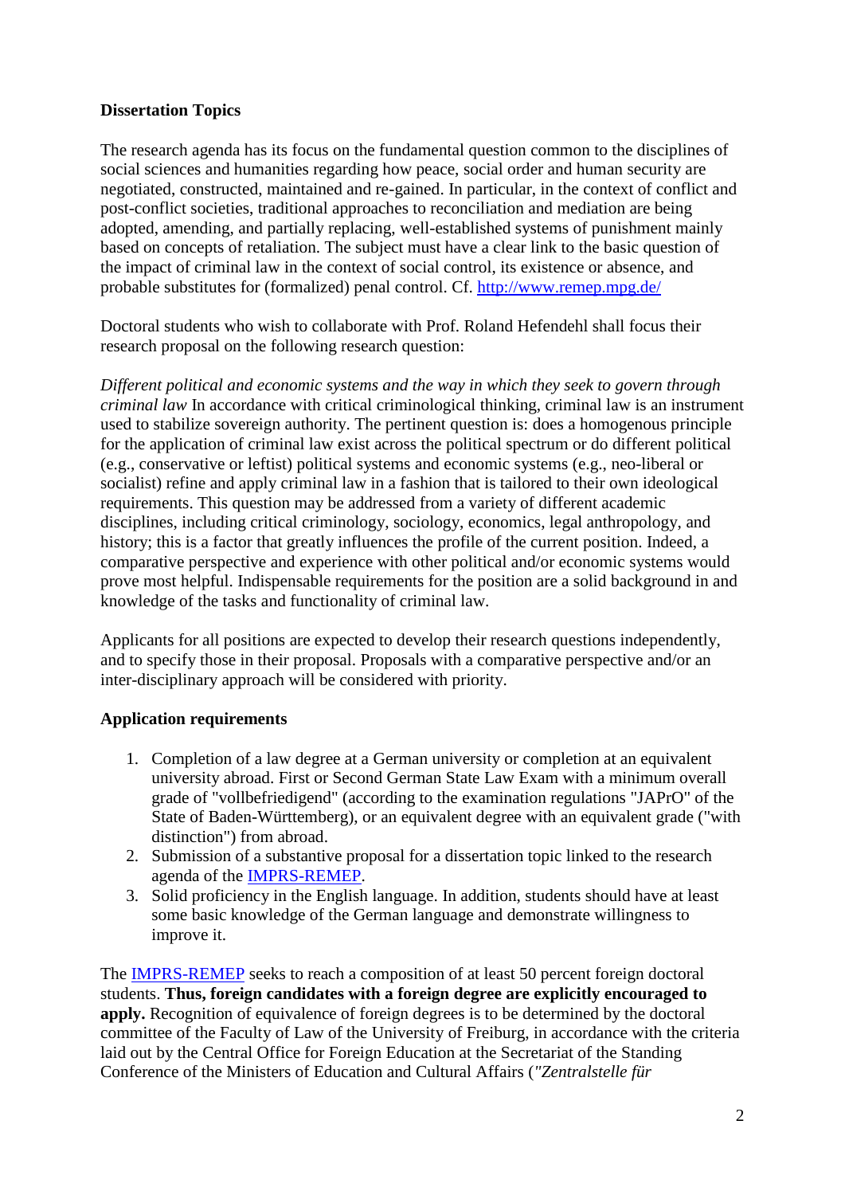**Dissertation Topics**

The research agenda has its focus on the fundamental question common to the disciplines of social sciences and humanities regarding how peace, social order and human security are negotiated, constructed, maintained and re-gained. In particular, in the context of conflict and post-conflict societies, traditional approaches to reconciliation and mediation are being adopted, amending, and partially replacing, well-established systems of punishment mainly based on concepts of retaliation. The subject must have a clear link to the basic question of the impact of criminal law in the context of social control, its existence or absence, and probable substitutes for (formalized) penal control. Cf. [http://www.remep.mpg.de/](http://www.remep.mpg.de/)

Doctoral students who wish to collaborate with Prof. Roland Hefendehl shall focus their research proposal on the following research question:

*Different political and economic systems and the way in which they seek to govern through criminal law* In accordance with critical criminological thinking, criminal law is an instrument used to stabilize sovereign authority. The pertinent question is: does a homogenous principle for the application of criminal law exist across the political spectrum or do different political (e.g., conservative or leftist) political systems and economic systems (e.g., neo-liberal or socialist) refine and apply criminal law in a fashion that is tailored to their own ideological requirements. This question may be addressed from a variety of different academic disciplines, including critical criminology, sociology, economics, legal anthropology, and history; this is a factor that greatly influences the profile of the current position. Indeed, a comparative perspective and experience with other political and/or economic systems would prove most helpful. Indispensable requirements for the position are a solid background in and knowledge of the tasks and functionality of criminal law.

Applicants for all positions are expected to develop their research questions independently, and to specify those in their proposal. Proposals with a comparative perspective and/or an inter-disciplinary approach will be considered with priority.

**Application requirements**

1. Completion of a law degree at a German university or completion at an equivalent university abroad. First or Second German State Law Exam with a minimum overall grade of "vollbefriedigend" (according to the examination regulations "JAPrO" of the State of Baden-Württemberg), or an equivalent degree with an equivalent grade ("with distinction") from abroad.
2. Submission of a substantive proposal for a dissertation topic linked to the research agenda of the IMPRS-REMEP.
3. Solid proficiency in the English language. In addition, students should have at least some basic knowledge of the German language and demonstrate willingness to improve it.

The IMPRS-REMEP seeks to reach a composition of at least 50 percent foreign doctoral students. **Thus, foreign candidates with a foreign degree are explicitly encouraged to apply.** Recognition of equivalence of foreign degrees is to be determined by the doctoral committee of the Faculty of Law of the University of Freiburg, in accordance with the criteria laid out by the Central Office for Foreign Education at the Secretariat of the Standing Conference of the Ministers of Education and Cultural Affairs (*"Zentralstelle für*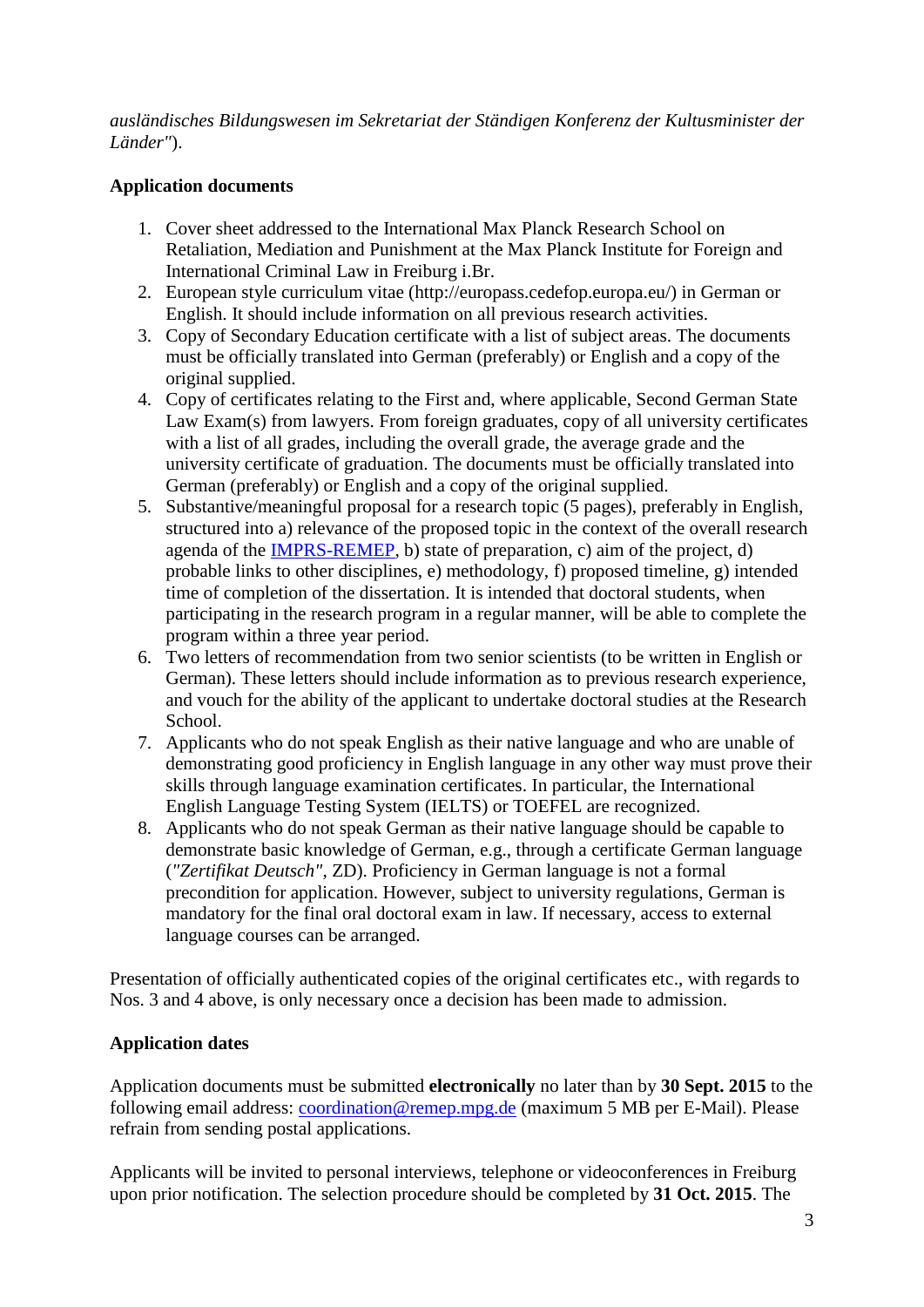*ausländisches Bildungswesen im Sekretariat der Ständigen Konferenz der Kultusminister der Länder"*).

**Application documents**

1. Cover sheet addressed to the International Max Planck Research School on Retaliation, Mediation and Punishment at the Max Planck Institute for Foreign and International Criminal Law in Freiburg i.Br.
2. European style curriculum vitae (http://europass.cedefop.europa.eu/) in German or English. It should include information on all previous research activities.
3. Copy of Secondary Education certificate with a list of subject areas. The documents must be officially translated into German (preferably) or English and a copy of the original supplied.
4. Copy of certificates relating to the First and, where applicable, Second German State Law Exam(s) from lawyers. From foreign graduates, copy of all university certificates with a list of all grades, including the overall grade, the average grade and the university certificate of graduation. The documents must be officially translated into German (preferably) or English and a copy of the original supplied.
5. Substantive/meaningful proposal for a research topic (5 pages), preferably in English, structured into a) relevance of the proposed topic in the context of the overall research agenda of the IMPRS-REMEP, b) state of preparation, c) aim of the project, d) probable links to other disciplines, e) methodology, f) proposed timeline, g) intended time of completion of the dissertation. It is intended that doctoral students, when participating in the research program in a regular manner, will be able to complete the program within a three year period.
6. Two letters of recommendation from two senior scientists (to be written in English or German). These letters should include information as to previous research experience, and vouch for the ability of the applicant to undertake doctoral studies at the Research School.
7. Applicants who do not speak English as their native language and who are unable of demonstrating good proficiency in English language in any other way must prove their skills through language examination certificates. In particular, the International English Language Testing System (IELTS) or TOEFEL are recognized.
8. Applicants who do not speak German as their native language should be capable to demonstrate basic knowledge of German, e.g., through a certificate German language (*"Zertifikat Deutsch"*, ZD). Proficiency in German language is not a formal precondition for application. However, subject to university regulations, German is mandatory for the final oral doctoral exam in law. If necessary, access to external language courses can be arranged.

Presentation of officially authenticated copies of the original certificates etc., with regards to Nos. 3 and 4 above, is only necessary once a decision has been made to admission.

**Application dates**

Application documents must be submitted **electronically** no later than by **30 Sept. 2015** to the following email address: coordination@remep.mpg.de (maximum 5 MB per E-Mail). Please refrain from sending postal applications.

Applicants will be invited to personal interviews, telephone or videoconferences in Freiburg upon prior notification. The selection procedure should be completed by **31 Oct. 2015**. The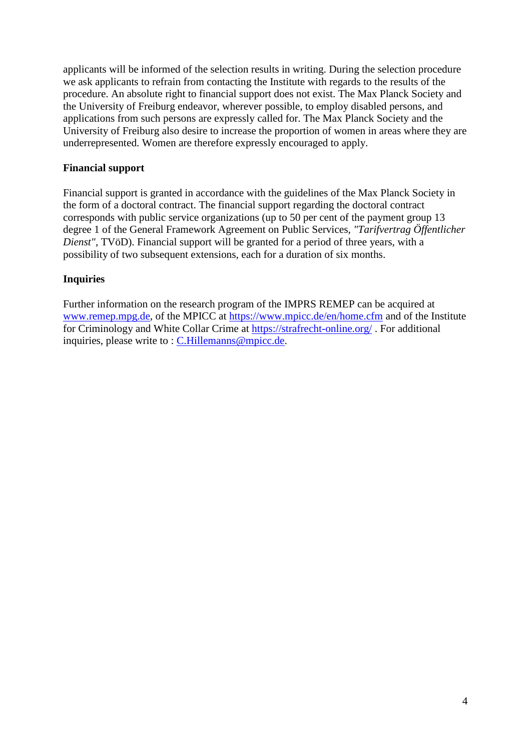applicants will be informed of the selection results in writing. During the selection procedure we ask applicants to refrain from contacting the Institute with regards to the results of the procedure. An absolute right to financial support does not exist. The Max Planck Society and the University of Freiburg endeavor, wherever possible, to employ disabled persons, and applications from such persons are expressly called for. The Max Planck Society and the University of Freiburg also desire to increase the proportion of women in areas where they are underrepresented. Women are therefore expressly encouraged to apply.

**Financial support**

Financial support is granted in accordance with the guidelines of the Max Planck Society in the form of a doctoral contract. The financial support regarding the doctoral contract corresponds with public service organizations (up to 50 per cent of the payment group 13 degree 1 of the General Framework Agreement on Public Services, *"Tarifvertrag Öffentlicher Dienst"*, TVöD). Financial support will be granted for a period of three years, with a possibility of two subsequent extensions, each for a duration of six months.

**Inquiries**

Further information on the research program of the IMPRS REMEP can be acquired at [www.remep.mpg.de](www.remep.mpg.de), of the MPICC at [https://www.mpicc.de/en/home.cfm](https://www.mpicc.de/en/home.cfm) and of the Institute for Criminology and White Collar Crime at [https://strafrecht-online.org/](https://strafrecht-online.org/) . For additional inquiries, please write to : [C.Hillemanns@mpicc.de](mailto:C.Hillemanns@mpicc.de).